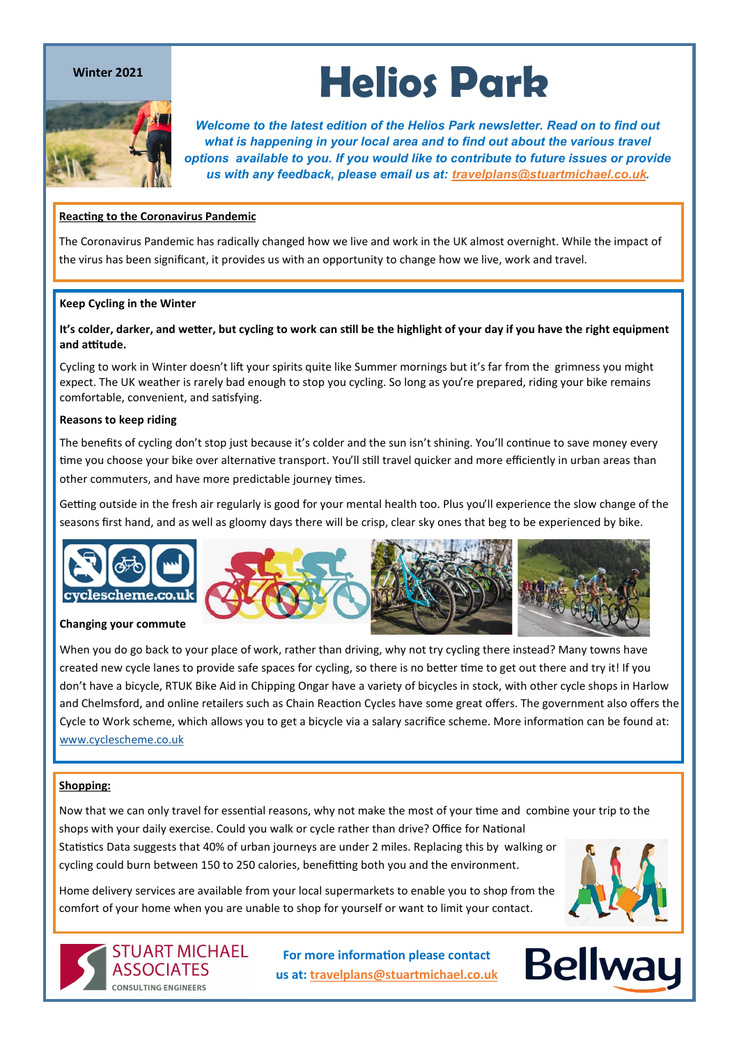Winter 2021

# Helios Park

***Welcome to the latest edition of the Helios Park newsletter. Read on to find out what is happening in your local area and to find out about the various travel options available to you. If you would like to contribute to future issues or provide us with any feedback, please email us at: travelplans@stuartmichael.co.uk.***

## Reacting to the Coronavirus Pandemic

The Coronavirus Pandemic has radically changed how we live and work in the UK almost overnight. While the impact of the virus has been significant, it provides us with an opportunity to change how we live, work and travel.

## Keep Cycling in the Winter

**It's colder, darker, and wetter, but cycling to work can still be the highlight of your day if you have the right equipment and attitude.**

Cycling to work in Winter doesn't lift your spirits quite like Summer mornings but it's far from the grimness you might expect. The UK weather is rarely bad enough to stop you cycling. So long as you're prepared, riding your bike remains comfortable, convenient, and satisfying.

### Reasons to keep riding

The benefits of cycling don't stop just because it's colder and the sun isn't shining. You'll continue to save money every time you choose your bike over alternative transport. You'll still travel quicker and more efficiently in urban areas than other commuters, and have more predictable journey times.

Getting outside in the fresh air regularly is good for your mental health too. Plus you'll experience the slow change of the seasons first hand, and as well as gloomy days there will be crisp, clear sky ones that beg to be experienced by bike.

cyclescheme.co.uk

### Changing your commute

When you do go back to your place of work, rather than driving, why not try cycling there instead? Many towns have created new cycle lanes to provide safe spaces for cycling, so there is no better time to get out there and try it! If you don't have a bicycle, RTUK Bike Aid in Chipping Ongar have a variety of bicycles in stock, with other cycle shops in Harlow and Chelmsford, and online retailers such as Chain Reaction Cycles have some great offers. The government also offers the Cycle to Work scheme, which allows you to get a bicycle via a salary sacrifice scheme. More information can be found at: www.cyclescheme.co.uk

## Shopping:

Now that we can only travel for essential reasons, why not make the most of your time and combine your trip to the shops with your daily exercise. Could you walk or cycle rather than drive? Office for National Statistics Data suggests that 40% of urban journeys are under 2 miles. Replacing this by walking or cycling could burn between 150 to 250 calories, benefitting both you and the environment.

Home delivery services are available from your local supermarkets to enable you to shop from the comfort of your home when you are unable to shop for yourself or want to limit your contact.

STUART MICHAEL ASSOCIATES
CONSULTING ENGINEERS

**For more information please contact us at: travelplans@stuartmichael.co.uk**

Bellway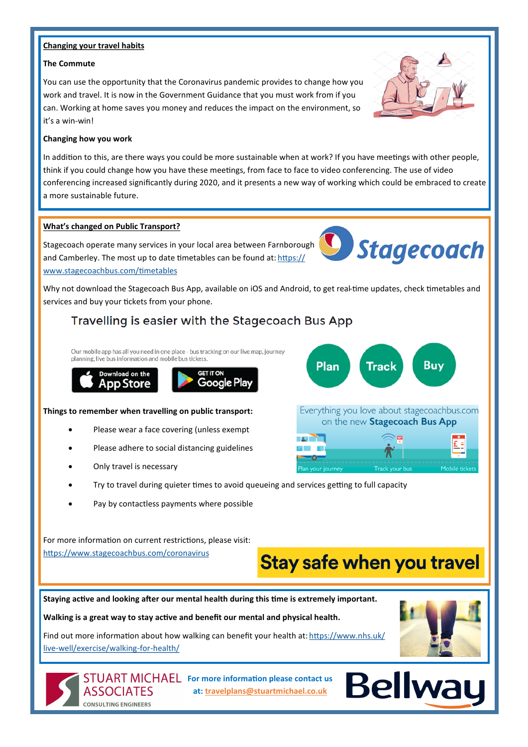## Changing your travel habits

### The Commute

You can use the opportunity that the Coronavirus pandemic provides to change how you work and travel. It is now in the Government Guidance that you must work from if you can. Working at home saves you money and reduces the impact on the environment, so it's a win-win!

### Changing how you work

In addition to this, are there ways you could be more sustainable when at work? If you have meetings with other people, think if you could change how you have these meetings, from face to face to video conferencing. The use of video conferencing increased significantly during 2020, and it presents a new way of working which could be embraced to create a more sustainable future.

## What's changed on Public Transport?

Stagecoach

Stagecoach operate many services in your local area between Farnborough and Camberley. The most up to date timetables can be found at: https://www.stagecoachbus.com/timetables

Why not download the Stagecoach Bus App, available on iOS and Android, to get real-time updates, check timetables and services and buy your tickets from your phone.

Travelling is easier with the Stagecoach Bus App

Our mobile app has all you need in one place - bus tracking on our live map, journey planning, live bus information and mobile bus tickets.

Download on the App Store | GET IT ON Google Play

Plan | Track | Buy

Everything you love about stagecoachbus.com on the new **Stagecoach Bus App**

Plan your journey | Track your bus | Mobile tickets

**Things to remember when travelling on public transport:**

- Please wear a face covering (unless exempt
- Please adhere to social distancing guidelines
- Only travel is necessary
- Try to travel during quieter times to avoid queueing and services getting to full capacity
- Pay by contactless payments where possible

For more information on current restrictions, please visit: https://www.stagecoachbus.com/coronavirus

**Stay safe when you travel**

**Staying active and looking after our mental health during this time is extremely important.**

**Walking is a great way to stay active and benefit our mental and physical health.**

Find out more information about how walking can benefit your health at: https://www.nhs.uk/live-well/exercise/walking-for-health/

STUART MICHAEL ASSOCIATES
CONSULTING ENGINEERS

**For more information please contact us at: travelplans@stuartmichael.co.uk**

Bellway